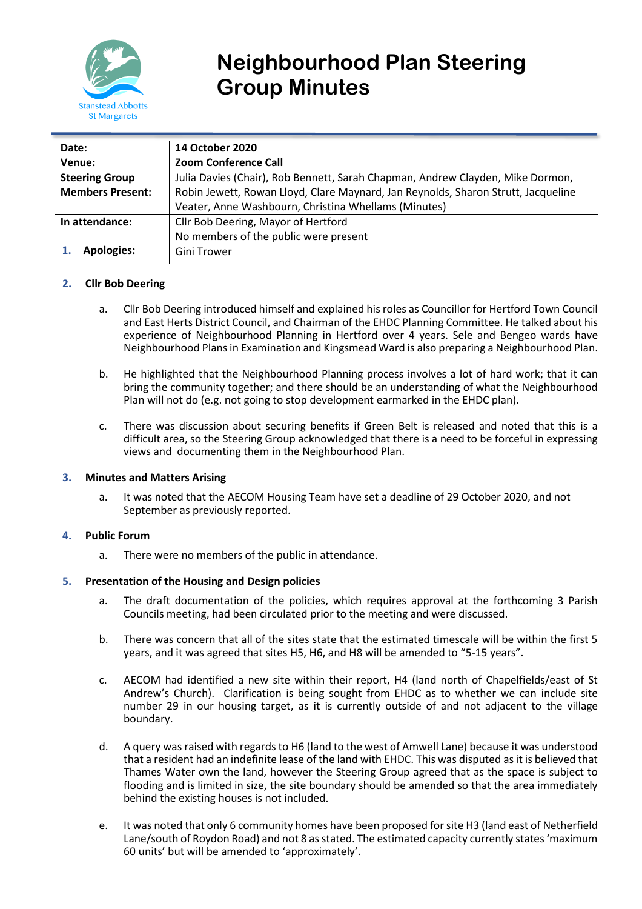# Neighbourhood Plan Steering Group Minutes

Stanstead Abbotts St Margarets

| Date: | 14 October 2020 |
|---|---|
| Venue: | Zoom Conference Call |
| Steering Group Members Present: | Julia Davies (Chair), Rob Bennett, Sarah Chapman, Andrew Clayden, Mike Dormon, Robin Jewett, Rowan Lloyd, Clare Maynard, Jan Reynolds, Sharon Strutt, Jacqueline Veater, Anne Washbourn, Christina Whellams (Minutes) |
| In attendance: | Cllr Bob Deering, Mayor of Hertford<br>No members of the public were present |
| 1. Apologies: | Gini Trower |

**2. Cllr Bob Deering**

a. Cllr Bob Deering introduced himself and explained his roles as Councillor for Hertford Town Council and East Herts District Council, and Chairman of the EHDC Planning Committee. He talked about his experience of Neighbourhood Planning in Hertford over 4 years. Sele and Bengeo wards have Neighbourhood Plans in Examination and Kingsmead Ward is also preparing a Neighbourhood Plan.

b. He highlighted that the Neighbourhood Planning process involves a lot of hard work; that it can bring the community together; and there should be an understanding of what the Neighbourhood Plan will not do (e.g. not going to stop development earmarked in the EHDC plan).

c. There was discussion about securing benefits if Green Belt is released and noted that this is a difficult area, so the Steering Group acknowledged that there is a need to be forceful in expressing views and documenting them in the Neighbourhood Plan.

**3. Minutes and Matters Arising**

a. It was noted that the AECOM Housing Team have set a deadline of 29 October 2020, and not September as previously reported.

**4. Public Forum**

a. There were no members of the public in attendance.

**5. Presentation of the Housing and Design policies**

a. The draft documentation of the policies, which requires approval at the forthcoming 3 Parish Councils meeting, had been circulated prior to the meeting and were discussed.

b. There was concern that all of the sites state that the estimated timescale will be within the first 5 years, and it was agreed that sites H5, H6, and H8 will be amended to "5-15 years".

c. AECOM had identified a new site within their report, H4 (land north of Chapelfields/east of St Andrew's Church). Clarification is being sought from EHDC as to whether we can include site number 29 in our housing target, as it is currently outside of and not adjacent to the village boundary.

d. A query was raised with regards to H6 (land to the west of Amwell Lane) because it was understood that a resident had an indefinite lease of the land with EHDC. This was disputed as it is believed that Thames Water own the land, however the Steering Group agreed that as the space is subject to flooding and is limited in size, the site boundary should be amended so that the area immediately behind the existing houses is not included.

e. It was noted that only 6 community homes have been proposed for site H3 (land east of Netherfield Lane/south of Roydon Road) and not 8 as stated. The estimated capacity currently states 'maximum 60 units' but will be amended to 'approximately'.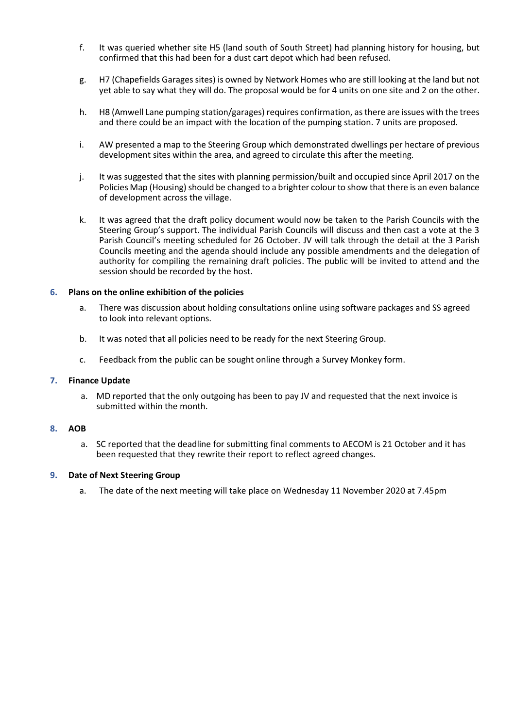f. It was queried whether site H5 (land south of South Street) had planning history for housing, but confirmed that this had been for a dust cart depot which had been refused.

g. H7 (Chapefields Garages sites) is owned by Network Homes who are still looking at the land but not yet able to say what they will do. The proposal would be for 4 units on one site and 2 on the other.

h. H8 (Amwell Lane pumping station/garages) requires confirmation, as there are issues with the trees and there could be an impact with the location of the pumping station. 7 units are proposed.

i. AW presented a map to the Steering Group which demonstrated dwellings per hectare of previous development sites within the area, and agreed to circulate this after the meeting.

j. It was suggested that the sites with planning permission/built and occupied since April 2017 on the Policies Map (Housing) should be changed to a brighter colour to show that there is an even balance of development across the village.

k. It was agreed that the draft policy document would now be taken to the Parish Councils with the Steering Group's support. The individual Parish Councils will discuss and then cast a vote at the 3 Parish Council's meeting scheduled for 26 October. JV will talk through the detail at the 3 Parish Councils meeting and the agenda should include any possible amendments and the delegation of authority for compiling the remaining draft policies. The public will be invited to attend and the session should be recorded by the host.

**6. Plans on the online exhibition of the policies**

a. There was discussion about holding consultations online using software packages and SS agreed to look into relevant options.

b. It was noted that all policies need to be ready for the next Steering Group.

c. Feedback from the public can be sought online through a Survey Monkey form.

**7. Finance Update**

a. MD reported that the only outgoing has been to pay JV and requested that the next invoice is submitted within the month.

**8. AOB**

a. SC reported that the deadline for submitting final comments to AECOM is 21 October and it has been requested that they rewrite their report to reflect agreed changes.

**9. Date of Next Steering Group**

a. The date of the next meeting will take place on Wednesday 11 November 2020 at 7.45pm